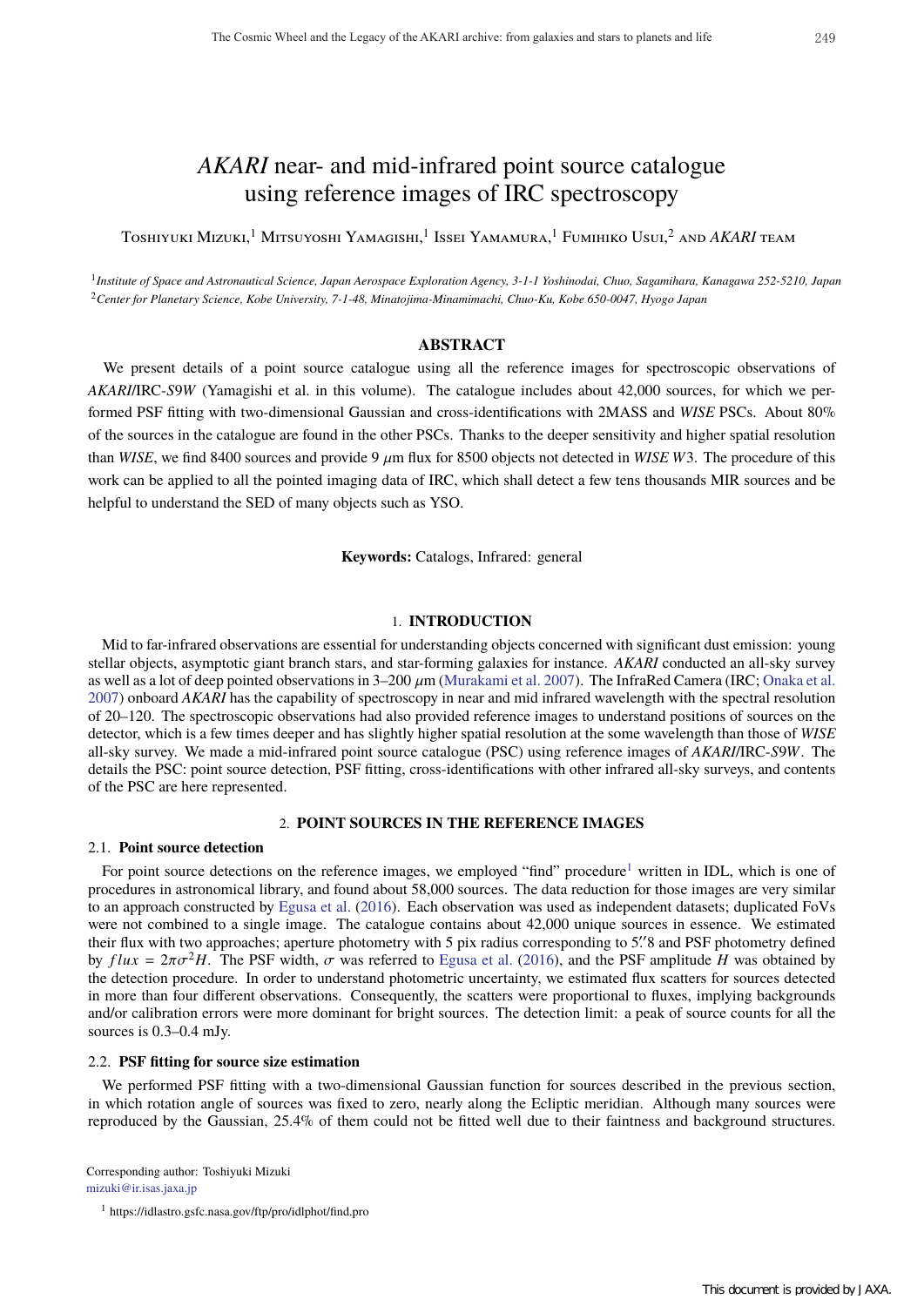# *AKARI* near- and mid-infrared point source catalogue using reference images of IRC spectroscopy

Toshiyuki Mizuki,[1] Mitsuyoshi Yamagishi,[1] Issei Yamamura,[1] Fumihiko Usui,[2] and *AKARI* team

[1] *Institute of Space and Astronautical Science, Japan Aerospace Exploration Agency, 3-1-1 Yoshinodai, Chuo, Sagamihara, Kanagawa 252-5210, Japan*
[2] *Center for Planetary Science, Kobe University, 7-1-48, Minatojima-Minamimachi, Chuo-Ku, Kobe 650-0047, Hyogo Japan*

## ABSTRACT

We present details of a point source catalogue using all the reference images for spectroscopic observations of *AKARI*/IRC-*S9W* (Yamagishi et al. in this volume). The catalogue includes about 42,000 sources, for which we performed PSF fitting with two-dimensional Gaussian and cross-identifications with 2MASS and *WISE* PSCs. About 80% of the sources in the catalogue are found in the other PSCs. Thanks to the deeper sensitivity and higher spatial resolution than *WISE*, we find 8400 sources and provide 9 $\mu$m flux for 8500 objects not detected in *WISE W*3. The procedure of this work can be applied to all the pointed imaging data of IRC, which shall detect a few tens thousands MIR sources and be helpful to understand the SED of many objects such as YSO.

**Keywords:** Catalogs, Infrared: general

## 1. INTRODUCTION

Mid to far-infrared observations are essential for understanding objects concerned with significant dust emission: young stellar objects, asymptotic giant branch stars, and star-forming galaxies for instance. *AKARI* conducted an all-sky survey as well as a lot of deep pointed observations in 3–200 $\mu$m (Murakami et al. 2007). The InfraRed Camera (IRC; Onaka et al. 2007) onboard *AKARI* has the capability of spectroscopy in near and mid infrared wavelength with the spectral resolution of 20–120. The spectroscopic observations had also provided reference images to understand positions of sources on the detector, which is a few times deeper and has slightly higher spatial resolution at the some wavelength than those of *WISE* all-sky survey. We made a mid-infrared point source catalogue (PSC) using reference images of *AKARI*/IRC-*S9W*. The details the PSC: point source detection, PSF fitting, cross-identifications with other infrared all-sky surveys, and contents of the PSC are here represented.

## 2. POINT SOURCES IN THE REFERENCE IMAGES

### 2.1. Point source detection

For point source detections on the reference images, we employed "find" procedure[1] written in IDL, which is one of procedures in astronomical library, and found about 58,000 sources. The data reduction for those images are very similar to an approach constructed by Egusa et al. (2016). Each observation was used as independent datasets; duplicated FoVs were not combined to a single image. The catalogue contains about 42,000 unique sources in essence. We estimated their flux with two approaches; aperture photometry with 5 pix radius corresponding to 5.″8 and PSF photometry defined by $flux = 2\pi\sigma^2 H$. The PSF width, $\sigma$ was referred to Egusa et al. (2016), and the PSF amplitude $H$ was obtained by the detection procedure. In order to understand photometric uncertainty, we estimated flux scatters for sources detected in more than four different observations. Consequently, the scatters were proportional to fluxes, implying backgrounds and/or calibration errors were more dominant for bright sources. The detection limit: a peak of source counts for all the sources is 0.3–0.4 mJy.

### 2.2. PSF fitting for source size estimation

We performed PSF fitting with a two-dimensional Gaussian function for sources described in the previous section, in which rotation angle of sources was fixed to zero, nearly along the Ecliptic meridian. Although many sources were reproduced by the Gaussian, 25.4% of them could not be fitted well due to their faintness and background structures.

Corresponding author: Toshiyuki Mizuki
mizuki@ir.isas.jaxa.jp

[1] https://idlastro.gsfc.nasa.gov/ftp/pro/idlphot/find.pro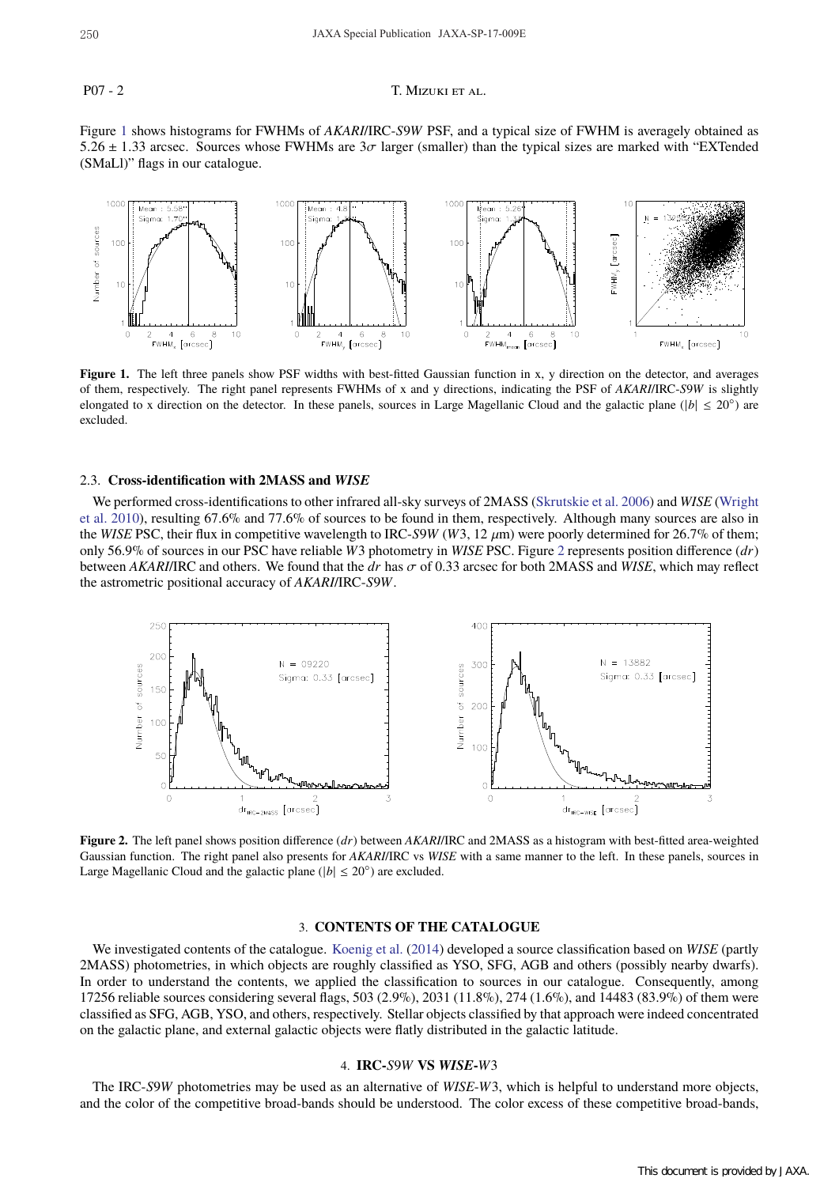Figure 1 shows histograms for FWHMs of *AKARI*/IRC-*S9W* PSF, and a typical size of FWHM is averagely obtained as 5.26 ± 1.33 arcsec. Sources whose FWHMs are $3\sigma$ larger (smaller) than the typical sizes are marked with "EXTended (SMaLl)" flags in our catalogue.

**Figure 1.** The left three panels show PSF widths with best-fitted Gaussian function in x, y direction on the detector, and averages of them, respectively. The right panel represents FWHMs of x and y directions, indicating the PSF of *AKARI*/IRC-*S9W* is slightly elongated to x direction on the detector. In these panels, sources in Large Magellanic Cloud and the galactic plane ($|b| \leq 20°$) are excluded.

## 2.3. Cross-identification with 2MASS and *WISE*

We performed cross-identifications to other infrared all-sky surveys of 2MASS (Skrutskie et al. 2006) and *WISE* (Wright et al. 2010), resulting 67.6% and 77.6% of sources to be found in them, respectively. Although many sources are also in the *WISE* PSC, their flux in competitive wavelength to IRC-*S9W* (*W*3, 12 μm) were poorly determined for 26.7% of them; only 56.9% of sources in our PSC have reliable *W*3 photometry in *WISE* PSC. Figure 2 represents position difference ($dr$) between *AKARI*/IRC and others. We found that the $dr$ has $\sigma$ of 0.33 arcsec for both 2MASS and *WISE*, which may reflect the astrometric positional accuracy of *AKARI*/IRC-*S9W*.

**Figure 2.** The left panel shows position difference ($dr$) between *AKARI*/IRC and 2MASS as a histogram with best-fitted area-weighted Gaussian function. The right panel also presents for *AKARI*/IRC vs *WISE* with a same manner to the left. In these panels, sources in Large Magellanic Cloud and the galactic plane ($|b| \leq 20°$) are excluded.

## 3. CONTENTS OF THE CATALOGUE

We investigated contents of the catalogue. Koenig et al. (2014) developed a source classification based on *WISE* (partly 2MASS) photometries, in which objects are roughly classified as YSO, SFG, AGB and others (possibly nearby dwarfs). In order to understand the contents, we applied the classification to sources in our catalogue. Consequently, among 17256 reliable sources considering several flags, 503 (2.9%), 2031 (11.8%), 274 (1.6%), and 14483 (83.9%) of them were classified as SFG, AGB, YSO, and others, respectively. Stellar objects classified by that approach were indeed concentrated on the galactic plane, and external galactic objects were flatly distributed in the galactic latitude.

## 4. IRC-*S9W* VS *WISE*-*W*3

The IRC-*S9W* photometries may be used as an alternative of *WISE*-*W*3, which is helpful to understand more objects, and the color of the competitive broad-bands should be understood. The color excess of these competitive broad-bands,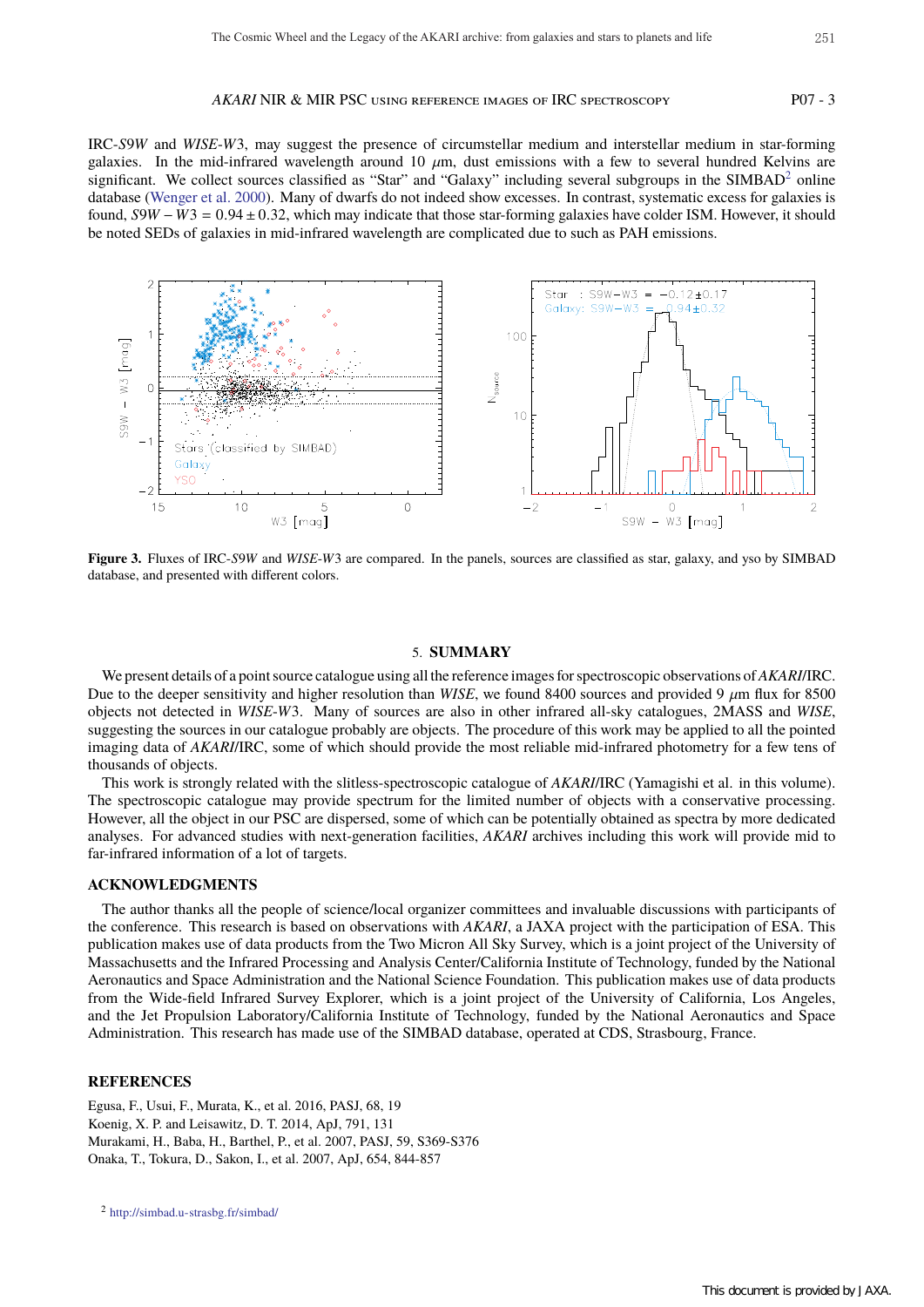IRC-*S9W* and *WISE*-*W3*, may suggest the presence of circumstellar medium and interstellar medium in star-forming galaxies. In the mid-infrared wavelength around 10 $\mu$m, dust emissions with a few to several hundred Kelvins are significant. We collect sources classified as "Star" and "Galaxy" including several subgroups in the SIMBAD[2] online database (Wenger et al. 2000). Many of dwarfs do not indeed show excesses. In contrast, systematic excess for galaxies is found, $S9W - W3 = 0.94 \pm 0.32$, which may indicate that those star-forming galaxies have colder ISM. However, it should be noted SEDs of galaxies in mid-infrared wavelength are complicated due to such as PAH emissions.

**Figure 3.** Fluxes of IRC-*S9W* and *WISE*-*W3* are compared. In the panels, sources are classified as star, galaxy, and yso by SIMBAD database, and presented with different colors.

## 5. SUMMARY

We present details of a point source catalogue using all the reference images for spectroscopic observations of *AKARI*/IRC. Due to the deeper sensitivity and higher resolution than *WISE*, we found 8400 sources and provided 9 $\mu$m flux for 8500 objects not detected in *WISE*-*W3*. Many of sources are also in other infrared all-sky catalogues, 2MASS and *WISE*, suggesting the sources in our catalogue probably are objects. The procedure of this work may be applied to all the pointed imaging data of *AKARI*/IRC, some of which should provide the most reliable mid-infrared photometry for a few tens of thousands of objects.

This work is strongly related with the slitless-spectroscopic catalogue of *AKARI*/IRC (Yamagishi et al. in this volume). The spectroscopic catalogue may provide spectrum for the limited number of objects with a conservative processing. However, all the object in our PSC are dispersed, some of which can be potentially obtained as spectra by more dedicated analyses. For advanced studies with next-generation facilities, *AKARI* archives including this work will provide mid to far-infrared information of a lot of targets.

## ACKNOWLEDGMENTS

The author thanks all the people of science/local organizer committees and invaluable discussions with participants of the conference. This research is based on observations with *AKARI*, a JAXA project with the participation of ESA. This publication makes use of data products from the Two Micron All Sky Survey, which is a joint project of the University of Massachusetts and the Infrared Processing and Analysis Center/California Institute of Technology, funded by the National Aeronautics and Space Administration and the National Science Foundation. This publication makes use of data products from the Wide-field Infrared Survey Explorer, which is a joint project of the University of California, Los Angeles, and the Jet Propulsion Laboratory/California Institute of Technology, funded by the National Aeronautics and Space Administration. This research has made use of the SIMBAD database, operated at CDS, Strasbourg, France.

## REFERENCES

Egusa, F., Usui, F., Murata, K., et al. 2016, PASJ, 68, 19
Koenig, X. P. and Leisawitz, D. T. 2014, ApJ, 791, 131
Murakami, H., Baba, H., Barthel, P., et al. 2007, PASJ, 59, S369-S376
Onaka, T., Tokura, D., Sakon, I., et al. 2007, ApJ, 654, 844-857

[2] http://simbad.u-strasbg.fr/simbad/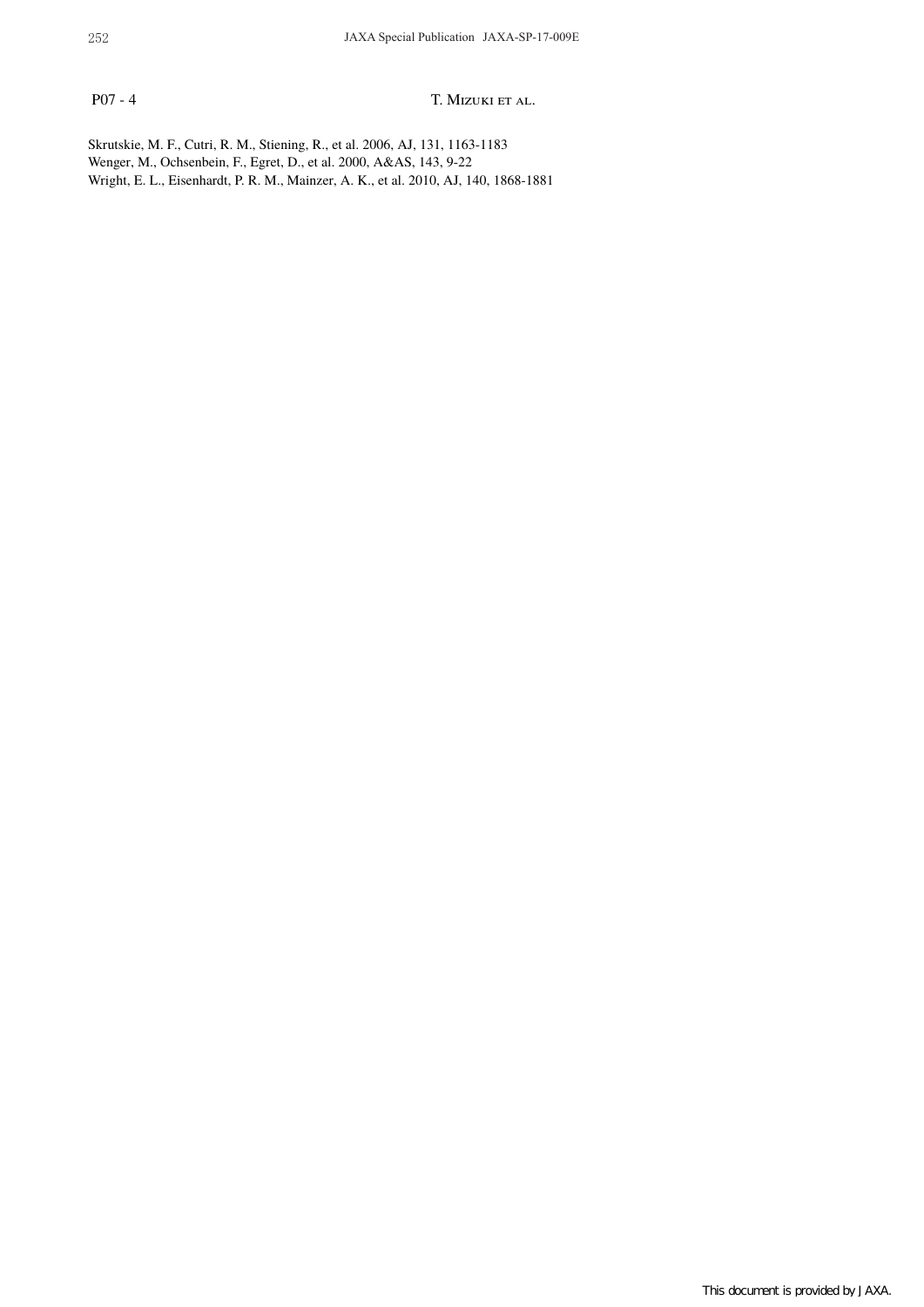Skrutskie, M. F., Cutri, R. M., Stiening, R., et al. 2006, AJ, 131, 1163-1183
Wenger, M., Ochsenbein, F., Egret, D., et al. 2000, A&AS, 143, 9-22
Wright, E. L., Eisenhardt, P. R. M., Mainzer, A. K., et al. 2010, AJ, 140, 1868-1881